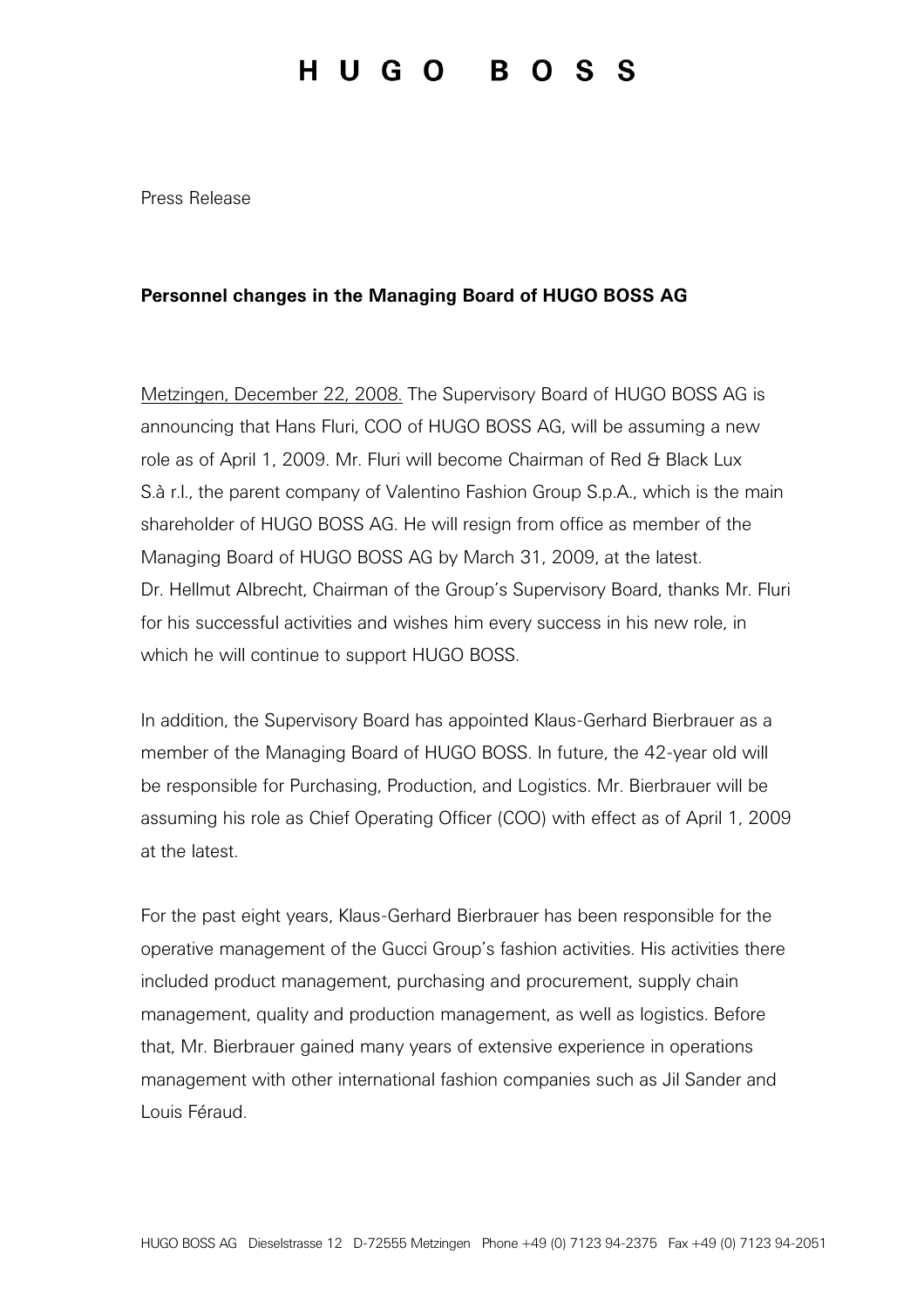# HUGO BOSS

Press Release

## Personnel changes in the Managing Board of HUGO BOSS AG

Metzingen, December 22, 2008. The Supervisory Board of HUGO BOSS AG is announcing that Hans Fluri, COO of HUGO BOSS AG, will be assuming a new role as of April 1, 2009. Mr. Fluri will become Chairman of Red & Black Lux S.à r.l., the parent company of Valentino Fashion Group S.p.A., which is the main shareholder of HUGO BOSS AG. He will resign from office as member of the Managing Board of HUGO BOSS AG by March 31, 2009, at the latest. Dr. Hellmut Albrecht, Chairman of the Group's Supervisory Board, thanks Mr. Fluri for his successful activities and wishes him every success in his new role, in which he will continue to support HUGO BOSS.

In addition, the Supervisory Board has appointed Klaus-Gerhard Bierbrauer as a member of the Managing Board of HUGO BOSS. In future, the 42-year old will be responsible for Purchasing, Production, and Logistics. Mr. Bierbrauer will be assuming his role as Chief Operating Officer (COO) with effect as of April 1, 2009 at the latest.

For the past eight years, Klaus-Gerhard Bierbrauer has been responsible for the operative management of the Gucci Group's fashion activities. His activities there included product management, purchasing and procurement, supply chain management, quality and production management, as well as logistics. Before that, Mr. Bierbrauer gained many years of extensive experience in operations management with other international fashion companies such as Jil Sander and Louis Féraud.

HUGO BOSS AG Dieselstrasse 12 D-72555 Metzingen Phone +49 (0) 7123 94-2375 Fax +49 (0) 7123 94-2051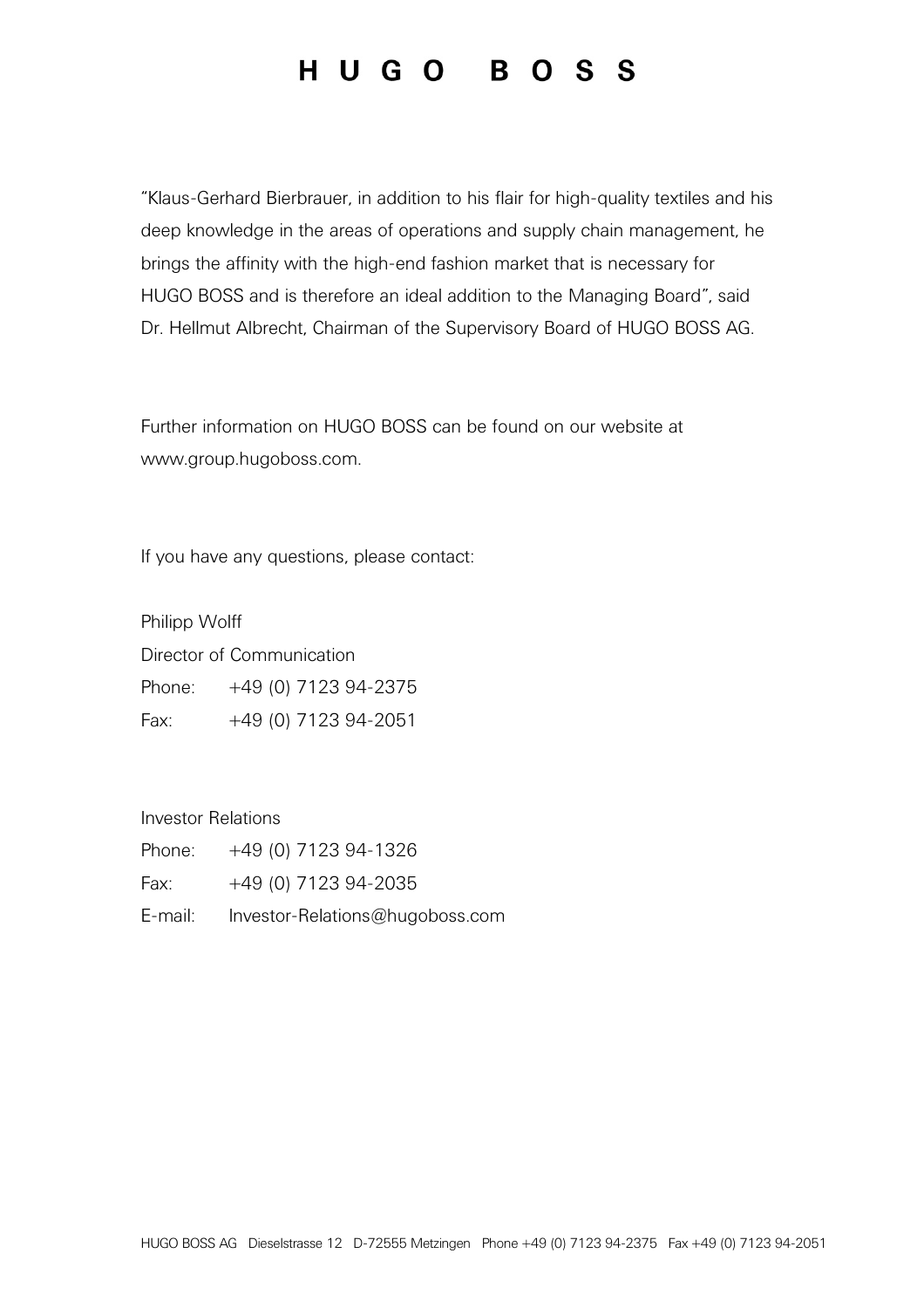"Klaus-Gerhard Bierbrauer, in addition to his flair for high-quality textiles and his deep knowledge in the areas of operations and supply chain management, he brings the affinity with the high-end fashion market that is necessary for HUGO BOSS and is therefore an ideal addition to the Managing Board", said Dr. Hellmut Albrecht, Chairman of the Supervisory Board of HUGO BOSS AG.

Further information on HUGO BOSS can be found on our website at www.group.hugoboss.com.

If you have any questions, please contact:

Philipp Wolff
Director of Communication
Phone: +49 (0) 7123 94-2375
Fax: +49 (0) 7123 94-2051

Investor Relations
Phone: +49 (0) 7123 94-1326
Fax: +49 (0) 7123 94-2035
E-mail: Investor-Relations@hugoboss.com